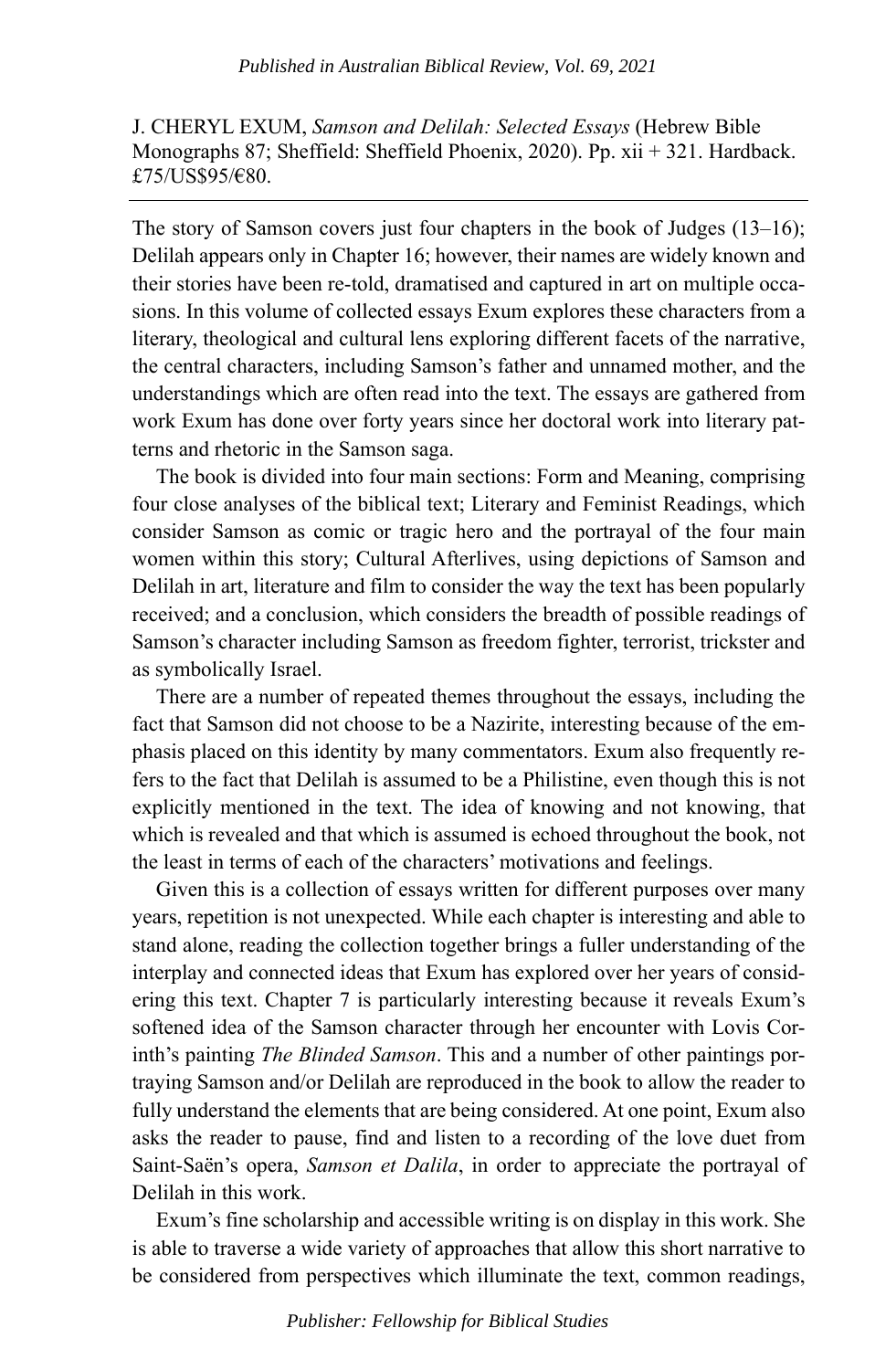J. CHERYL EXUM, *Samson and Delilah: Selected Essays* (Hebrew Bible Monographs 87; Sheffield: Sheffield Phoenix, 2020). Pp. xii + 321. Hardback. £75/US$95/€80.

---

The story of Samson covers just four chapters in the book of Judges (13–16); Delilah appears only in Chapter 16; however, their names are widely known and their stories have been re-told, dramatised and captured in art on multiple occasions. In this volume of collected essays Exum explores these characters from a literary, theological and cultural lens exploring different facets of the narrative, the central characters, including Samson's father and unnamed mother, and the understandings which are often read into the text. The essays are gathered from work Exum has done over forty years since her doctoral work into literary patterns and rhetoric in the Samson saga.

The book is divided into four main sections: Form and Meaning, comprising four close analyses of the biblical text; Literary and Feminist Readings, which consider Samson as comic or tragic hero and the portrayal of the four main women within this story; Cultural Afterlives, using depictions of Samson and Delilah in art, literature and film to consider the way the text has been popularly received; and a conclusion, which considers the breadth of possible readings of Samson's character including Samson as freedom fighter, terrorist, trickster and as symbolically Israel.

There are a number of repeated themes throughout the essays, including the fact that Samson did not choose to be a Nazirite, interesting because of the emphasis placed on this identity by many commentators. Exum also frequently refers to the fact that Delilah is assumed to be a Philistine, even though this is not explicitly mentioned in the text. The idea of knowing and not knowing, that which is revealed and that which is assumed is echoed throughout the book, not the least in terms of each of the characters' motivations and feelings.

Given this is a collection of essays written for different purposes over many years, repetition is not unexpected. While each chapter is interesting and able to stand alone, reading the collection together brings a fuller understanding of the interplay and connected ideas that Exum has explored over her years of considering this text. Chapter 7 is particularly interesting because it reveals Exum's softened idea of the Samson character through her encounter with Lovis Corinth's painting *The Blinded Samson*. This and a number of other paintings portraying Samson and/or Delilah are reproduced in the book to allow the reader to fully understand the elements that are being considered. At one point, Exum also asks the reader to pause, find and listen to a recording of the love duet from Saint-Saën's opera, *Samson et Dalila*, in order to appreciate the portrayal of Delilah in this work.

Exum's fine scholarship and accessible writing is on display in this work. She is able to traverse a wide variety of approaches that allow this short narrative to be considered from perspectives which illuminate the text, common readings,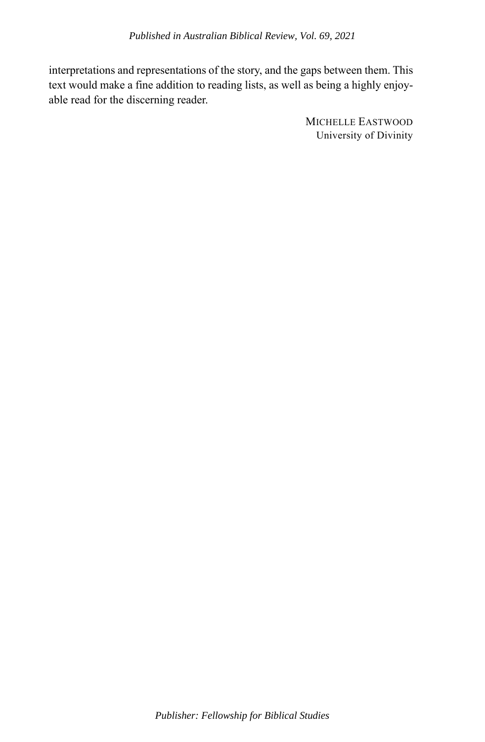interpretations and representations of the story, and the gaps between them. This text would make a fine addition to reading lists, as well as being a highly enjoyable read for the discerning reader.

MICHELLE EASTWOOD
University of Divinity